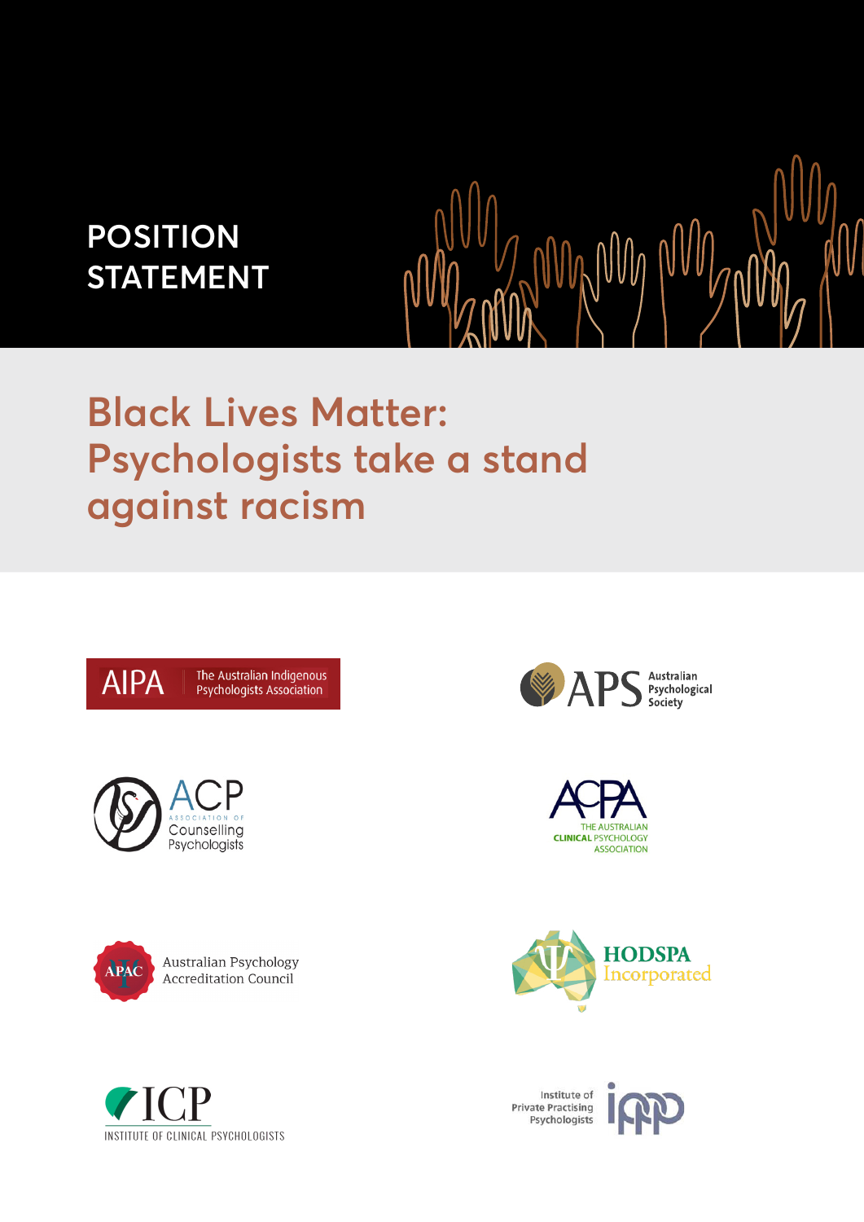POSITION STATEMENT

# Black Lives Matter: Psychologists take a stand against racism

AIPA The Australian Indigenous Psychologists Association

APS Australian Psychological Society

ACP Association of Counselling Psychologists

ACPA The Australian Clinical Psychology Association

APAC Australian Psychology Accreditation Council

HODSPA Incorporated

ICP Institute of Clinical Psychologists

Institute of Private Practising Psychologists iappp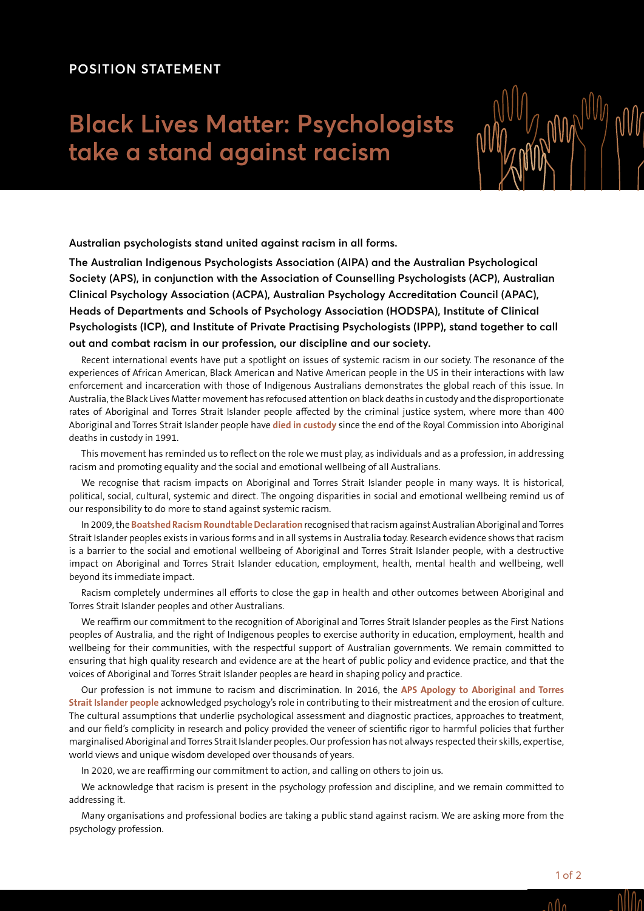POSITION STATEMENT

# Black Lives Matter: Psychologists take a stand against racism

**Australian psychologists stand united against racism in all forms.**

**The Australian Indigenous Psychologists Association (AIPA) and the Australian Psychological Society (APS), in conjunction with the Association of Counselling Psychologists (ACP), Australian Clinical Psychology Association (ACPA), Australian Psychology Accreditation Council (APAC), Heads of Departments and Schools of Psychology Association (HODSPA), Institute of Clinical Psychologists (ICP), and Institute of Private Practising Psychologists (IPPP), stand together to call out and combat racism in our profession, our discipline and our society.**

Recent international events have put a spotlight on issues of systemic racism in our society. The resonance of the experiences of African American, Black American and Native American people in the US in their interactions with law enforcement and incarceration with those of Indigenous Australians demonstrates the global reach of this issue. In Australia, the Black Lives Matter movement has refocused attention on black deaths in custody and the disproportionate rates of Aboriginal and Torres Strait Islander people affected by the criminal justice system, where more than 400 Aboriginal and Torres Strait Islander people have **died in custody** since the end of the Royal Commission into Aboriginal deaths in custody in 1991.

This movement has reminded us to reflect on the role we must play, as individuals and as a profession, in addressing racism and promoting equality and the social and emotional wellbeing of all Australians.

We recognise that racism impacts on Aboriginal and Torres Strait Islander people in many ways. It is historical, political, social, cultural, systemic and direct. The ongoing disparities in social and emotional wellbeing remind us of our responsibility to do more to stand against systemic racism.

In 2009, the **Boatshed Racism Roundtable Declaration** recognised that racism against Australian Aboriginal and Torres Strait Islander peoples exists in various forms and in all systems in Australia today. Research evidence shows that racism is a barrier to the social and emotional wellbeing of Aboriginal and Torres Strait Islander people, with a destructive impact on Aboriginal and Torres Strait Islander education, employment, health, mental health and wellbeing, well beyond its immediate impact.

Racism completely undermines all efforts to close the gap in health and other outcomes between Aboriginal and Torres Strait Islander peoples and other Australians.

We reaffirm our commitment to the recognition of Aboriginal and Torres Strait Islander peoples as the First Nations peoples of Australia, and the right of Indigenous peoples to exercise authority in education, employment, health and wellbeing for their communities, with the respectful support of Australian governments. We remain committed to ensuring that high quality research and evidence are at the heart of public policy and evidence practice, and that the voices of Aboriginal and Torres Strait Islander peoples are heard in shaping policy and practice.

Our profession is not immune to racism and discrimination. In 2016, the **APS Apology to Aboriginal and Torres Strait Islander people** acknowledged psychology's role in contributing to their mistreatment and the erosion of culture. The cultural assumptions that underlie psychological assessment and diagnostic practices, approaches to treatment, and our field's complicity in research and policy provided the veneer of scientific rigor to harmful policies that further marginalised Aboriginal and Torres Strait Islander peoples. Our profession has not always respected their skills, expertise, world views and unique wisdom developed over thousands of years.

In 2020, we are reaffirming our commitment to action, and calling on others to join us.

We acknowledge that racism is present in the psychology profession and discipline, and we remain committed to addressing it.

Many organisations and professional bodies are taking a public stand against racism. We are asking more from the psychology profession.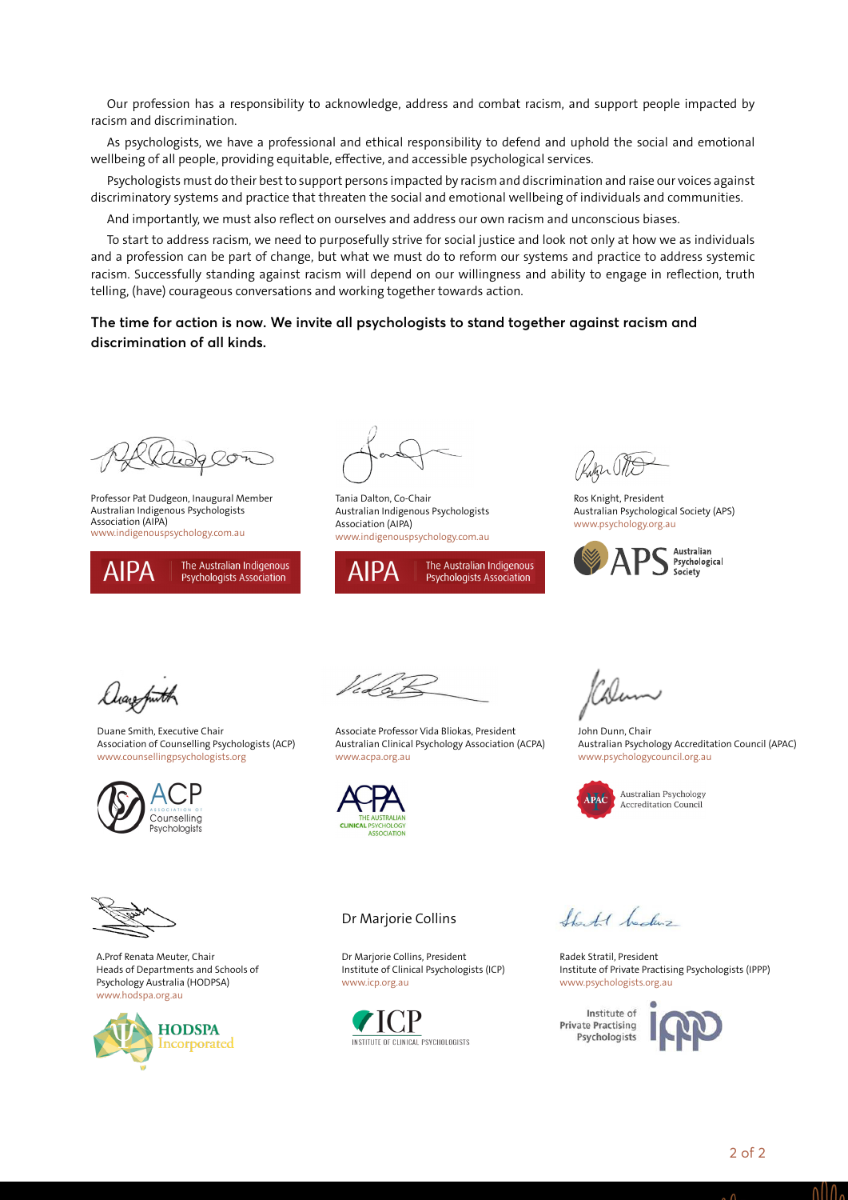Our profession has a responsibility to acknowledge, address and combat racism, and support people impacted by racism and discrimination.

As psychologists, we have a professional and ethical responsibility to defend and uphold the social and emotional wellbeing of all people, providing equitable, effective, and accessible psychological services.

Psychologists must do their best to support persons impacted by racism and discrimination and raise our voices against discriminatory systems and practice that threaten the social and emotional wellbeing of individuals and communities.

And importantly, we must also reflect on ourselves and address our own racism and unconscious biases.

To start to address racism, we need to purposefully strive for social justice and look not only at how we as individuals and a profession can be part of change, but what we must do to reform our systems and practice to address systemic racism. Successfully standing against racism will depend on our willingness and ability to engage in reflection, truth telling, (have) courageous conversations and working together towards action.

**The time for action is now. We invite all psychologists to stand together against racism and discrimination of all kinds.**

Professor Pat Dudgeon, Inaugural Member
Australian Indigenous Psychologists Association (AIPA)
www.indigenouspsychology.com.au

Tania Dalton, Co-Chair
Australian Indigenous Psychologists Association (AIPA)
www.indigenouspsychology.com.au

Ros Knight, President
Australian Psychological Society (APS)
www.psychology.org.au

Duane Smith, Executive Chair
Association of Counselling Psychologists (ACP)
www.counsellingpsychologists.org

Associate Professor Vida Bliokas, President
Australian Clinical Psychology Association (ACPA)
www.acpa.org.au

John Dunn, Chair
Australian Psychology Accreditation Council (APAC)
www.psychologycouncil.org.au

A.Prof Renata Meuter, Chair
Heads of Departments and Schools of Psychology Australia (HODSPA)
www.hodspa.org.au

Dr Marjorie Collins

Dr Marjorie Collins, President
Institute of Clinical Psychologists (ICP)
www.icp.org.au

Radek Stratil, President
Institute of Private Practising Psychologists (IPPP)
www.psychologists.org.au